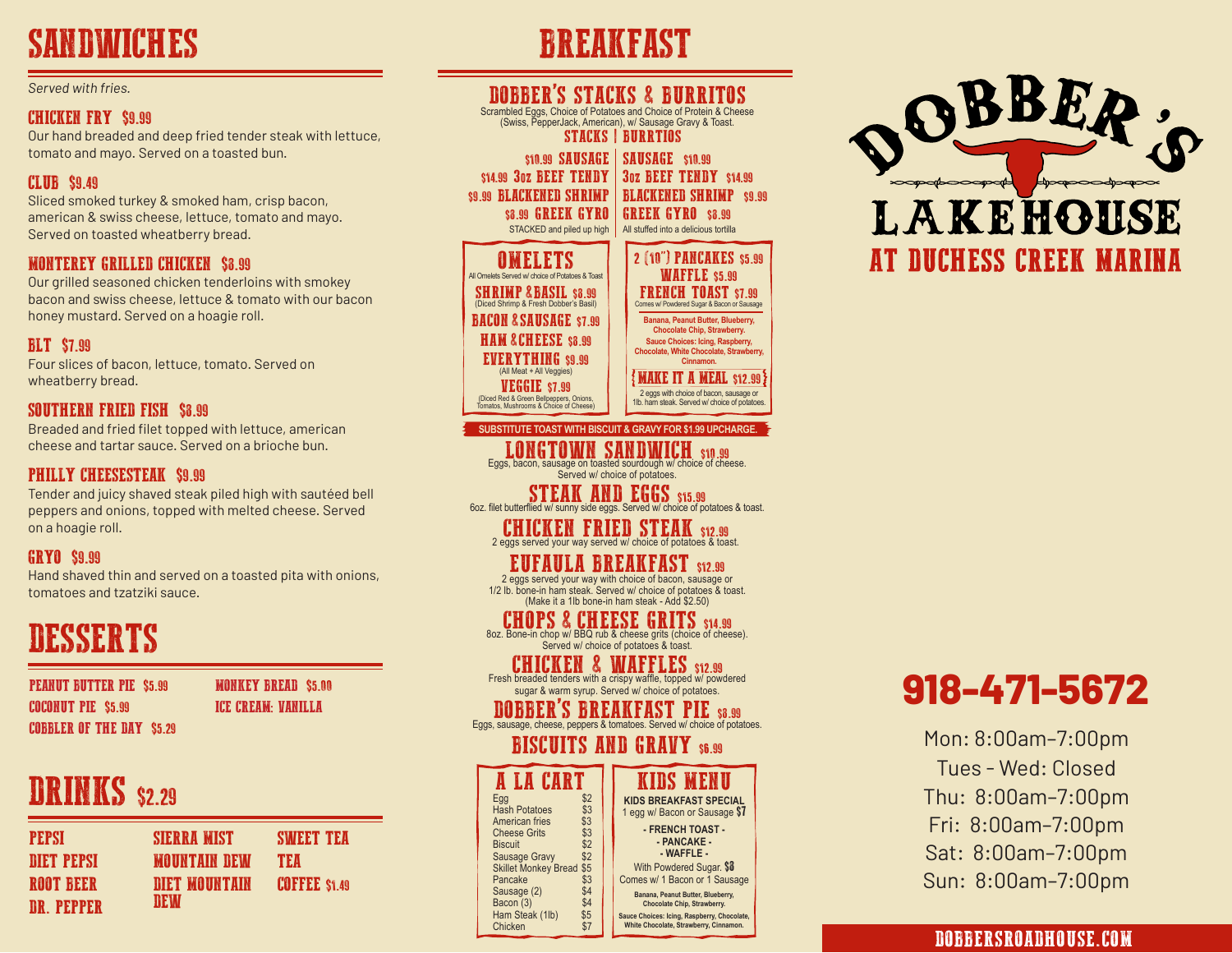# SANDWICHES

*Served with fries.*

### CHICKEN FRY $9.99
Our hand breaded and deep fried tender steak with lettuce, tomato and mayo. Served on a toasted bun.

### CLUB $9.49
Sliced smoked turkey & smoked ham, crisp bacon, american & swiss cheese, lettuce, tomato and mayo. Served on toasted wheatberry bread.

### MONTEREY GRILLED CHICKEN $8.99
Our grilled seasoned chicken tenderloins with smokey bacon and swiss cheese, lettuce & tomato with our bacon honey mustard. Served on a hoagie roll.

### BLT $7.99
Four slices of bacon, lettuce, tomato. Served on wheatberry bread.

### SOUTHERN FRIED FISH $8.99
Breaded and fried filet topped with lettuce, american cheese and tartar sauce. Served on a brioche bun.

### PHILLY CHEESESTEAK $9.99
Tender and juicy shaved steak piled high with sautéed bell peppers and onions, topped with melted cheese. Served on a hoagie roll.

### GRYO $9.99
Hand shaved thin and served on a toasted pita with onions, tomatoes and tzatziki sauce.

# DESSERTS

- PEANUT BUTTER PIE $5.99
- COCONUT PIE $5.99
- COBBLER OF THE DAY $5.29
- MONKEY BREAD $5.00
- ICE CREAM: VANILLA

# DRINKS $2.29

- PEPSI
- DIET PEPSI
- ROOT BEER
- DR. PEPPER
- SIERRA MIST
- MOUNTAIN DEW
- DIET MOUNTAIN DEW
- SWEET TEA
- TEA
- COFFEE $1.49

# BREAKFAST

## DOBBER'S STACKS & BURRITOS

Scrambled Eggs, Choice of Potatoes and Choice of Protein & Cheese (Swiss, PepperJack, American), w/ Sausage Gravy & Toast.

| STACKS | BURRTIOS |
|---|---|
| $10.99 SAUSAGE | SAUSAGE $10.99 |
| $14.99 3oz BEEF TENDY | 3oz BEEF TENDY $14.99 |
| $9.99 BLACKENED SHRIMP | BLACKENED SHRIMP $9.99 |
| $8.99 GREEK GYRO | GREEK GYRO $8.99 |
| STACKED and piled up high | All stuffed into a delicious tortilla |

## OMELETS

All Omelets Served w/ choice of Potatoes & Toast

- SHRIMP & BASIL $8.99 (Diced Shrimp & Fresh Dobber's Basil)
- BACON & SAUSAGE $7.99
- HAM & CHEESE $8.99
- EVERYTHING $9.99 (All Meat + All Veggies)
- VEGGIE $7.99 (Diced Red & Green Bellpeppers, Onions, Tomatos, Mushrooms & Choice of Cheese)

## 2 (10") PANCAKES $5.99
## WAFFLE $5.99
## FRENCH TOAST $7.99

Comes w/ Powdered Sugar & Bacon or Sausage

**Banana, Peanut Butter, Blueberry, Chocolate Chip, Strawberry.**

**Sauce Choices: Icing, Raspberry, Chocolate, White Chocolate, Strawberry, Cinnamon.**

### {MAKE IT A MEAL $12.99}
2 eggs with choice of bacon, sausage or 1lb. ham steak. Served w/ choice of potatoes.

**SUBSTITUTE TOAST WITH BISCUIT & GRAVY FOR $1.99 UPCHARGE.**

## LONGTOWN SANDWICH $10.99
Eggs, bacon, sausage on toasted sourdough w/ choice of cheese. Served w/ choice of potatoes.

## STEAK AND EGGS $15.99
6oz. filet butterflied w/ sunny side eggs. Served w/ choice of potatoes & toast.

## CHICKEN FRIED STEAK $12.99
2 eggs served your way served w/ choice of potatoes & toast.

## EUFAULA BREAKFAST $12.99
2 eggs served your way with choice of bacon, sausage or 1/2 lb. bone-in ham steak. Served w/ choice of potatoes & toast. (Make it a 1lb bone-in ham steak - Add $2.50)

## CHOPS & CHEESE GRITS $14.99
8oz. Bone-in chop w/ BBQ rub & cheese grits (choice of cheese). Served w/ choice of potatoes & toast.

## CHICKEN & WAFFLES $12.99
Fresh breaded tenders with a crispy waffle, topped w/ powdered sugar & warm syrup. Served w/ choice of potatoes.

## DOBBER'S BREAKFAST PIE $8.99
Eggs, sausage, cheese, peppers & tomatoes. Served w/ choice of potatoes.

## BISCUITS AND GRAVY $6.99

## A LA CART

| Item | Price |
|---|---|
| Egg | $2 |
| Hash Potatoes | $3 |
| American fries | $3 |
| Cheese Grits | $3 |
| Biscuit | $2 |
| Sausage Gravy | $2 |
| Skillet Monkey Bread | $5 |
| Pancake | $3 |
| Sausage (2) | $4 |
| Bacon (3) | $4 |
| Ham Steak (1lb) | $5 |
| Chicken | $7 |

## KIDS MENU

**KIDS BREAKFAST SPECIAL**
1 egg w/ Bacon or Sausage **$7**

**- FRENCH TOAST -**
**- PANCAKE -**
**- WAFFLE -**

With Powdered Sugar. **$8**
Comes w/ 1 Bacon or 1 Sausage

**Banana, Peanut Butter, Blueberry, Chocolate Chip, Strawberry.**

**Sauce Choices: Icing, Raspberry, Chocolate, White Chocolate, Strawberry, Cinnamon.**

# DOBBER'S LAKEHOUSE
## AT DUCHESS CREEK MARINA

## 918-471-5672

Mon: 8:00am–7:00pm
Tues - Wed: Closed
Thu: 8:00am–7:00pm
Fri: 8:00am–7:00pm
Sat: 8:00am–7:00pm
Sun: 8:00am–7:00pm

DOBBERSROADHOUSE.COM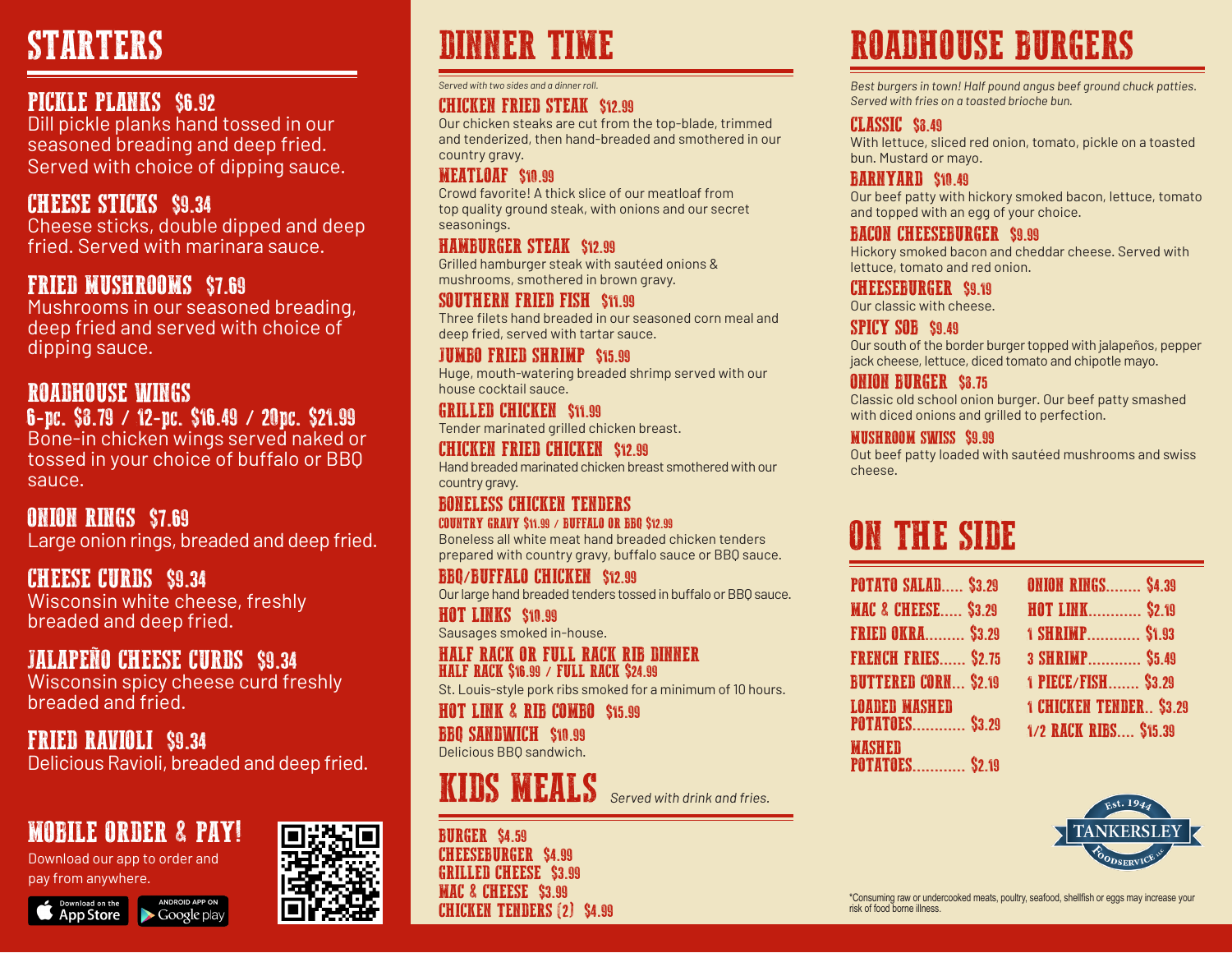# STARTERS

## PICKLE PLANKS $6.92

Dill pickle planks hand tossed in our seasoned breading and deep fried. Served with choice of dipping sauce.

## CHEESE STICKS $9.34

Cheese sticks, double dipped and deep fried. Served with marinara sauce.

## FRIED MUSHROOMS $7.69

Mushrooms in our seasoned breading, deep fried and served with choice of dipping sauce.

## ROADHOUSE WINGS

6-pc. $8.79 / 12-pc. $16.49 / 20pc. $21.99

Bone-in chicken wings served naked or tossed in your choice of buffalo or BBQ sauce.

## ONION RINGS $7.69

Large onion rings, breaded and deep fried.

## CHEESE CURDS $9.34

Wisconsin white cheese, freshly breaded and deep fried.

## JALAPEÑO CHEESE CURDS $9.34

Wisconsin spicy cheese curd freshly breaded and fried.

## FRIED RAVIOLI $9.34

Delicious Ravioli, breaded and deep fried.

# MOBILE ORDER & PAY!

Download our app to order and pay from anywhere.

Download on the App Store

ANDROID APP ON Google play

# DINNER TIME

*Served with two sides and a dinner roll.*

## CHICKEN FRIED STEAK $12.99

Our chicken steaks are cut from the top-blade, trimmed and tenderized, then hand-breaded and smothered in our country gravy.

## MEATLOAF $10.99

Crowd favorite! A thick slice of our meatloaf from top quality ground steak, with onions and our secret seasonings.

## HAMBURGER STEAK $12.99

Grilled hamburger steak with sautéed onions & mushrooms, smothered in brown gravy.

## SOUTHERN FRIED FISH $11.99

Three filets hand breaded in our seasoned corn meal and deep fried, served with tartar sauce.

## JUMBO FRIED SHRIMP $15.99

Huge, mouth-watering breaded shrimp served with our house cocktail sauce.

## GRILLED CHICKEN $11.99

Tender marinated grilled chicken breast.

## CHICKEN FRIED CHICKEN $12.99

Hand breaded marinated chicken breast smothered with our country gravy.

## BONELESS CHICKEN TENDERS

COUNTRY GRAVY $11.99 / BUFFALO OR BBQ $12.99

Boneless all white meat hand breaded chicken tenders prepared with country gravy, buffalo sauce or BBQ sauce.

## BBQ/BUFFALO CHICKEN $12.99

Our large hand breaded tenders tossed in buffalo or BBQ sauce.

## HOT LINKS $10.99

Sausages smoked in-house.

## HALF RACK OR FULL RACK RIB DINNER

HALF RACK $16.99 / FULL RACK $24.99

St. Louis-style pork ribs smoked for a minimum of 10 hours.

## HOT LINK & RIB COMBO $15.99

## BBQ SANDWICH $10.99

Delicious BBQ sandwich.

# KIDS MEALS

*Served with drink and fries.*

- BURGER $4.59
- CHEESEBURGER $4.99
- GRILLED CHEESE $3.99
- MAC & CHEESE $3.99
- CHICKEN TENDERS (2) $4.99

# ROADHOUSE BURGERS

*Best burgers in town! Half pound angus beef ground chuck patties. Served with fries on a toasted brioche bun.*

## CLASSIC $8.49

With lettuce, sliced red onion, tomato, pickle on a toasted bun. Mustard or mayo.

## BARNYARD $10.49

Our beef patty with hickory smoked bacon, lettuce, tomato and topped with an egg of your choice.

## BACON CHEESEBURGER $9.99

Hickory smoked bacon and cheddar cheese. Served with lettuce, tomato and red onion.

## CHEESEBURGER $9.19

Our classic with cheese.

## SPICY SOB $9.49

Our south of the border burger topped with jalapeños, pepper jack cheese, lettuce, diced tomato and chipotle mayo.

## ONION BURGER $8.75

Classic old school onion burger. Our beef patty smashed with diced onions and grilled to perfection.

## MUSHROOM SWISS $9.99

Out beef patty loaded with sautéed mushrooms and swiss cheese.

# ON THE SIDE

| | | | |
|---|---|---|---|
| POTATO SALAD | $3.29 | ONION RINGS | $4.39 |
| MAC & CHEESE | $3.29 | HOT LINK | $2.19 |
| FRIED OKRA | $3.29 | 1 SHRIMP | $1.93 |
| FRENCH FRIES | $2.75 | 3 SHRIMP | $5.49 |
| BUTTERED CORN | $2.19 | 1 PIECE/FISH | $3.29 |
| LOADED MASHED POTATOES | $3.29 | 1 CHICKEN TENDER | $3.29 |
| MASHED POTATOES | $2.19 | 1/2 RACK RIBS | $15.39 |

Est. 1944 TANKERSLEY FOODSERVICE LLC

*Consuming raw or undercooked meats, poultry, seafood, shellfish or eggs may increase your risk of food borne illness.